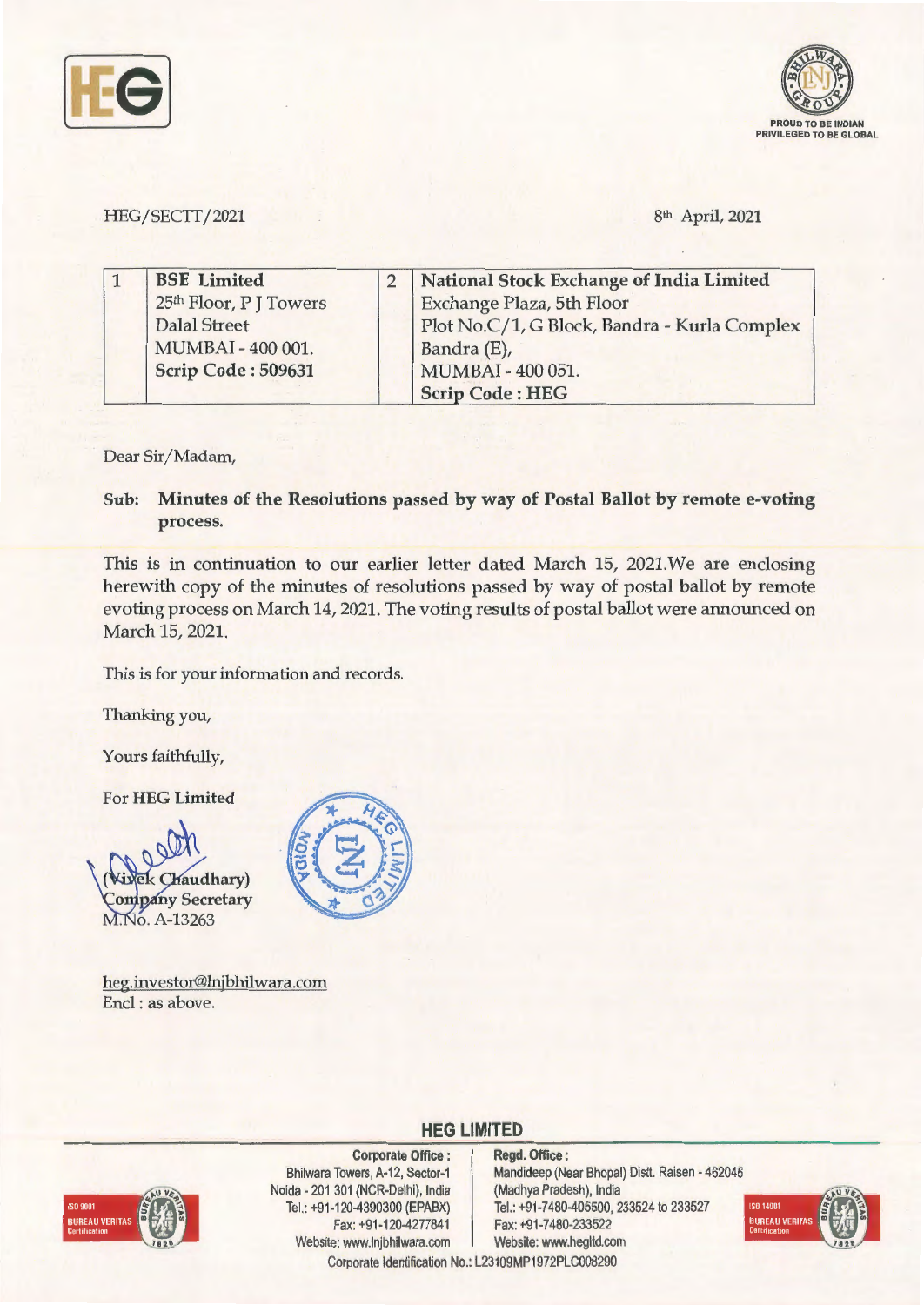HEG/SECTT/2021

8th April, 2021

| 1 | BSE Limited<br>25th Floor, P J Towers<br>Dalal Street<br>MUMBAI - 400 001.<br>**Scrip Code : 509631** | 2 | **National Stock Exchange of India Limited**<br>Exchange Plaza, 5th Floor<br>Plot No.C/1, G Block, Bandra - Kurla Complex<br>Bandra (E),<br>MUMBAI - 400 051.<br>**Scrip Code : HEG** |
|---|---|---|---|

Dear Sir/Madam,

**Sub: Minutes of the Resolutions passed by way of Postal Ballot by remote e-voting process.**

This is in continuation to our earlier letter dated March 15, 2021.We are enclosing herewith copy of the minutes of resolutions passed by way of postal ballot by remote evoting process on March 14, 2021. The voting results of postal ballot were announced on March 15, 2021.

This is for your information and records.

Thanking you,

Yours faithfully,

For **HEG Limited**

(Vivek Chaudhary)
Company Secretary
M.No. A-13263

heg.investor@lnjbhilwara.com
Encl : as above.

**HEG LIMITED**

**Corporate Office :**
Bhilwara Towers, A-12, Sector-1
Noida - 201 301 (NCR-Delhi), India
Tel.: +91-120-4390300 (EPABX)
Fax: +91-120-4277841
Website: www.lnjbhilwara.com

**Regd. Office :**
Mandideep (Near Bhopal) Distt. Raisen - 462046
(Madhya Pradesh), India
Tel.: +91-7480-405500, 233524 to 233527
Fax: +91-7480-233522
Website: www.hegltd.com

Corporate Identification No.: L23109MP1972PLC008290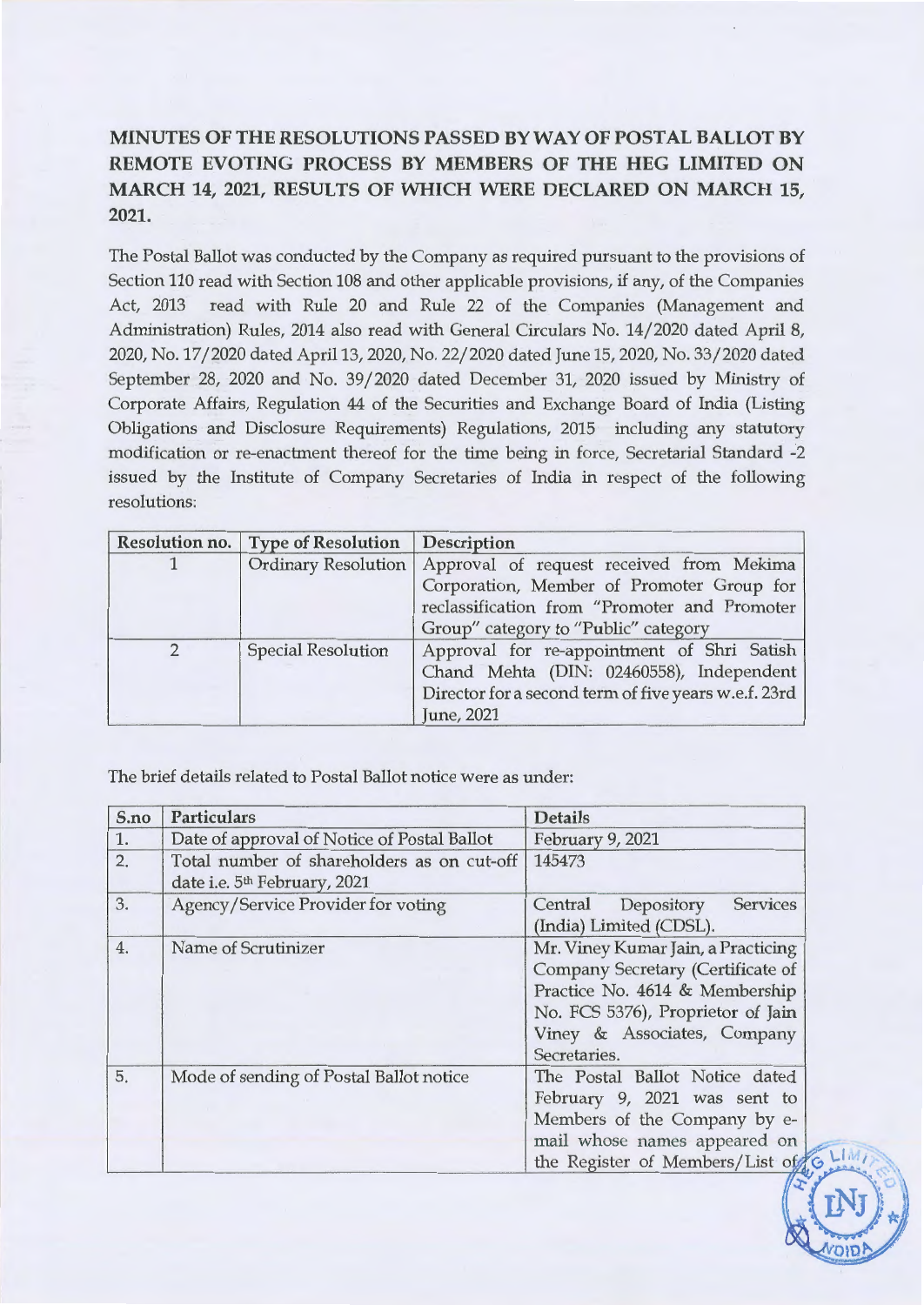**MINUTES OF THE RESOLUTIONS PASSED BY WAY OF POSTAL BALLOT BY REMOTE EVOTING PROCESS BY MEMBERS OF THE HEG LIMITED ON MARCH 14, 2021, RESULTS OF WHICH WERE DECLARED ON MARCH 15, 2021.**

The Postal Ballot was conducted by the Company as required pursuant to the provisions of Section 110 read with Section 108 and other applicable provisions, if any, of the Companies Act, 2013 read with Rule 20 and Rule 22 of the Companies (Management and Administration) Rules, 2014 also read with General Circulars No. 14/2020 dated April 8, 2020, No. 17/2020 dated April 13, 2020, No. 22/2020 dated June 15, 2020, No. 33/2020 dated September 28, 2020 and No. 39/2020 dated December 31, 2020 issued by Ministry of Corporate Affairs, Regulation 44 of the Securities and Exchange Board of India (Listing Obligations and Disclosure Requirements) Regulations, 2015 including any statutory modification or re-enactment thereof for the time being in force, Secretarial Standard -2 issued by the Institute of Company Secretaries of India in respect of the following resolutions:

| Resolution no. | Type of Resolution | Description |
|---|---|---|
| 1 | Ordinary Resolution | Approval of request received from Mekima Corporation, Member of Promoter Group for reclassification from "Promoter and Promoter Group" category to "Public" category |
| 2 | Special Resolution | Approval for re-appointment of Shri Satish Chand Mehta (DIN: 02460558), Independent Director for a second term of five years w.e.f. 23rd June, 2021 |

The brief details related to Postal Ballot notice were as under:

| S.no | Particulars | Details |
|---|---|---|
| 1. | Date of approval of Notice of Postal Ballot | February 9, 2021 |
| 2. | Total number of shareholders as on cut-off date i.e. 5th February, 2021 | 145473 |
| 3. | Agency/Service Provider for voting | Central Depository Services (India) Limited (CDSL). |
| 4. | Name of Scrutinizer | Mr. Viney Kumar Jain, a Practicing Company Secretary (Certificate of Practice No. 4614 & Membership No. FCS 5376), Proprietor of Jain Viney & Associates, Company Secretaries. |
| 5. | Mode of sending of Postal Ballot notice | The Postal Ballot Notice dated February 9, 2021 was sent to Members of the Company by e-mail whose names appeared on the Register of Members/List of |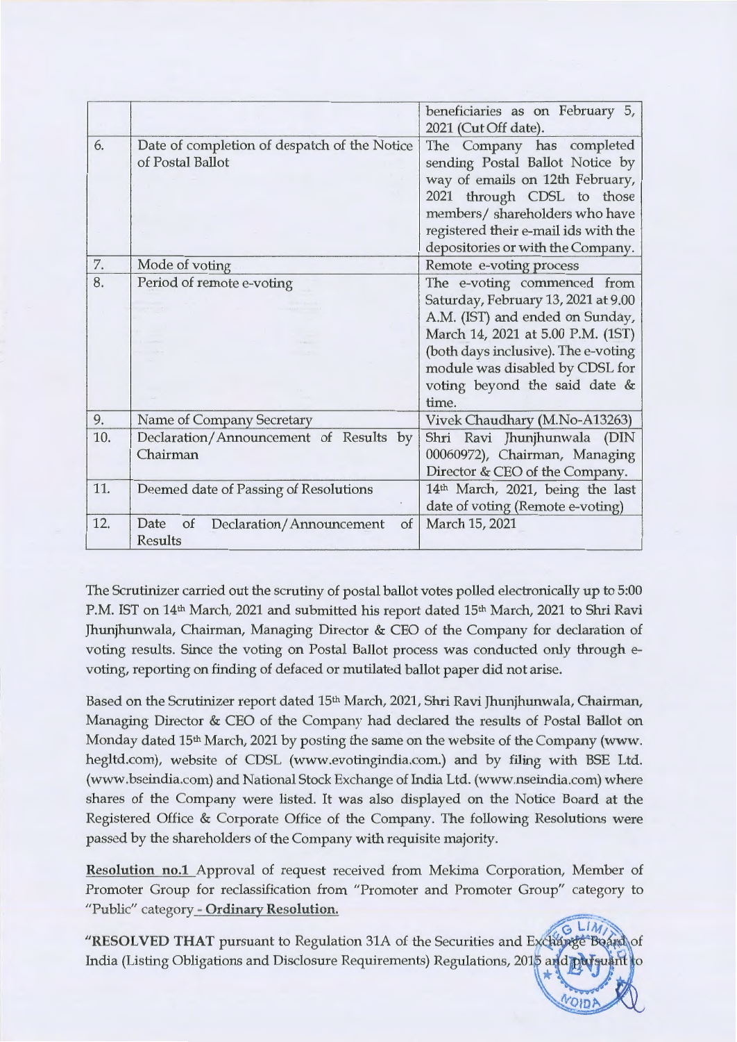| | | |
|---|---|---|
| | | beneficiaries as on February 5, 2021 (Cut Off date). |
| 6. | Date of completion of despatch of the Notice of Postal Ballot | The Company has completed sending Postal Ballot Notice by way of emails on 12th February, 2021 through CDSL to those members/ shareholders who have registered their e-mail ids with the depositories or with the Company. |
| 7. | Mode of voting | Remote e-voting process |
| 8. | Period of remote e-voting | The e-voting commenced from Saturday, February 13, 2021 at 9.00 A.M. (IST) and ended on Sunday, March 14, 2021 at 5.00 P.M. (IST) (both days inclusive). The e-voting module was disabled by CDSL for voting beyond the said date & time. |
| 9. | Name of Company Secretary | Vivek Chaudhary (M.No-A13263) |
| 10. | Declaration/Announcement of Results by Chairman | Shri Ravi Jhunjhunwala (DIN 00060972), Chairman, Managing Director & CEO of the Company. |
| 11. | Deemed date of Passing of Resolutions | 14th March, 2021, being the last date of voting (Remote e-voting) |
| 12. | Date of Declaration/Announcement of Results | March 15, 2021 |

The Scrutinizer carried out the scrutiny of postal ballot votes polled electronically up to 5:00 P.M. IST on 14th March, 2021 and submitted his report dated 15th March, 2021 to Shri Ravi Jhunjhunwala, Chairman, Managing Director & CEO of the Company for declaration of voting results. Since the voting on Postal Ballot process was conducted only through e-voting, reporting on finding of defaced or mutilated ballot paper did not arise.

Based on the Scrutinizer report dated 15th March, 2021, Shri Ravi Jhunjhunwala, Chairman, Managing Director & CEO of the Company had declared the results of Postal Ballot on Monday dated 15th March, 2021 by posting the same on the website of the Company (www. hegltd.com), website of CDSL (www.evotingindia.com.) and by filing with BSE Ltd. (www.bseindia.com) and National Stock Exchange of India Ltd. (www.nseindia.com) where shares of the Company were listed. It was also displayed on the Notice Board at the Registered Office & Corporate Office of the Company. The following Resolutions were passed by the shareholders of the Company with requisite majority.

**Resolution no.1** Approval of request received from Mekima Corporation, Member of Promoter Group for reclassification from "Promoter and Promoter Group" category to "Public" category **- Ordinary Resolution.**

"**RESOLVED THAT** pursuant to Regulation 31A of the Securities and Exchange Board of India (Listing Obligations and Disclosure Requirements) Regulations, 2015 and pursuant to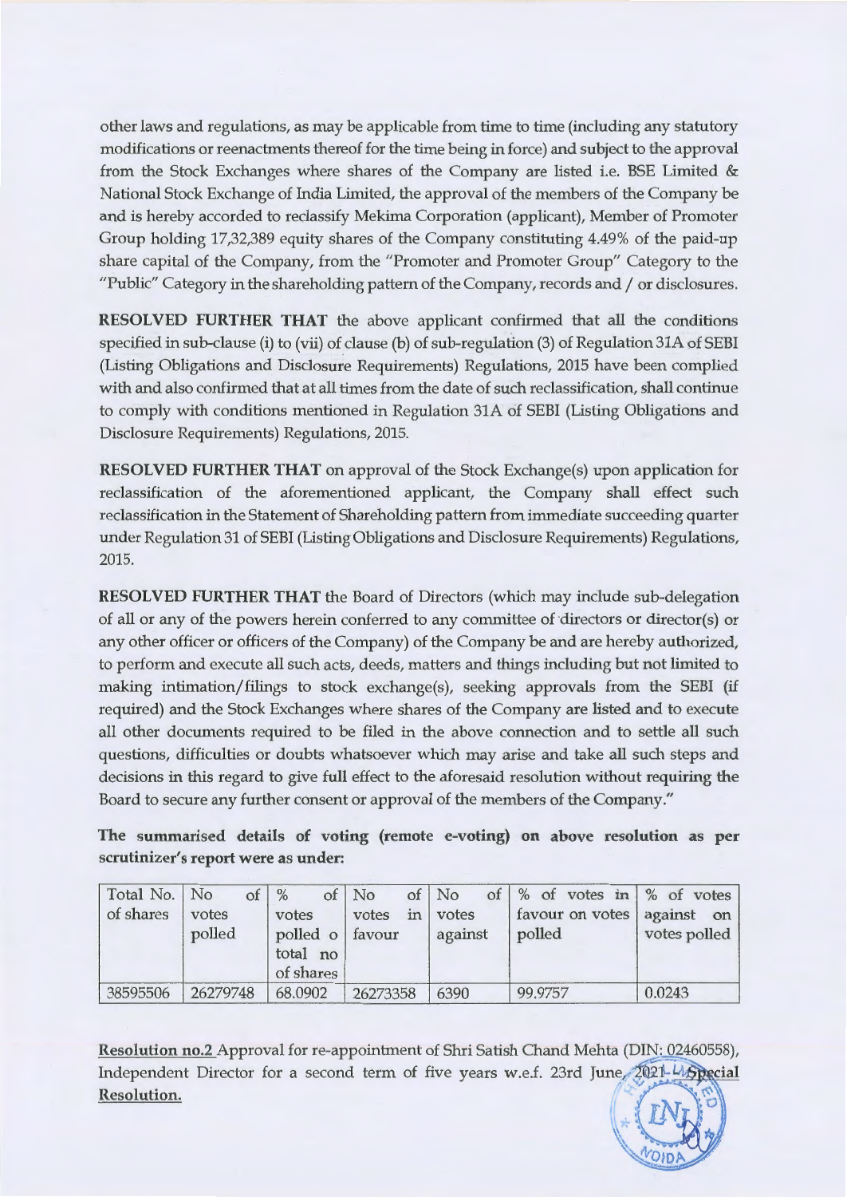other laws and regulations, as may be applicable from time to time (including any statutory modifications or reenactments thereof for the time being in force) and subject to the approval from the Stock Exchanges where shares of the Company are listed i.e. BSE Limited & National Stock Exchange of India Limited, the approval of the members of the Company be and is hereby accorded to reclassify Mekima Corporation (applicant), Member of Promoter Group holding 17,32,389 equity shares of the Company constituting 4.49% of the paid-up share capital of the Company, from the "Promoter and Promoter Group" Category to the "Public" Category in the shareholding pattern of the Company, records and / or disclosures.

**RESOLVED FURTHER THAT** the above applicant confirmed that all the conditions specified in sub-clause (i) to (vii) of clause (b) of sub-regulation (3) of Regulation 31A of SEBI (Listing Obligations and Disclosure Requirements) Regulations, 2015 have been complied with and also confirmed that at all times from the date of such reclassification, shall continue to comply with conditions mentioned in Regulation 31A of SEBI (Listing Obligations and Disclosure Requirements) Regulations, 2015.

**RESOLVED FURTHER THAT** on approval of the Stock Exchange(s) upon application for reclassification of the aforementioned applicant, the Company shall effect such reclassification in the Statement of Shareholding pattern from immediate succeeding quarter under Regulation 31 of SEBI (Listing Obligations and Disclosure Requirements) Regulations, 2015.

**RESOLVED FURTHER THAT** the Board of Directors (which may include sub-delegation of all or any of the powers herein conferred to any committee of directors or director(s) or any other officer or officers of the Company) of the Company be and are hereby authorized, to perform and execute all such acts, deeds, matters and things including but not limited to making intimation/filings to stock exchange(s), seeking approvals from the SEBI (if required) and the Stock Exchanges where shares of the Company are listed and to execute all other documents required to be filed in the above connection and to settle all such questions, difficulties or doubts whatsoever which may arise and take all such steps and decisions in this regard to give full effect to the aforesaid resolution without requiring the Board to secure any further consent or approval of the members of the Company."

**The summarised details of voting (remote e-voting) on above resolution as per scrutinizer's report were as under:**

| Total No. of shares | No of votes polled | % of votes polled o total no of shares | No of votes in favour | No of votes against | % of votes in favour on votes polled | % of votes against on votes polled |
|---|---|---|---|---|---|---|
| 38595506 | 26279748 | 68.0902 | 26273358 | 6390 | 99.9757 | 0.0243 |

<u>Resolution no.2</u> Approval for re-appointment of Shri Satish Chand Mehta (DIN: 02460558), Independent Director for a second term of five years w.e.f. 23rd June, 2021 - <u>Special Resolution.</u>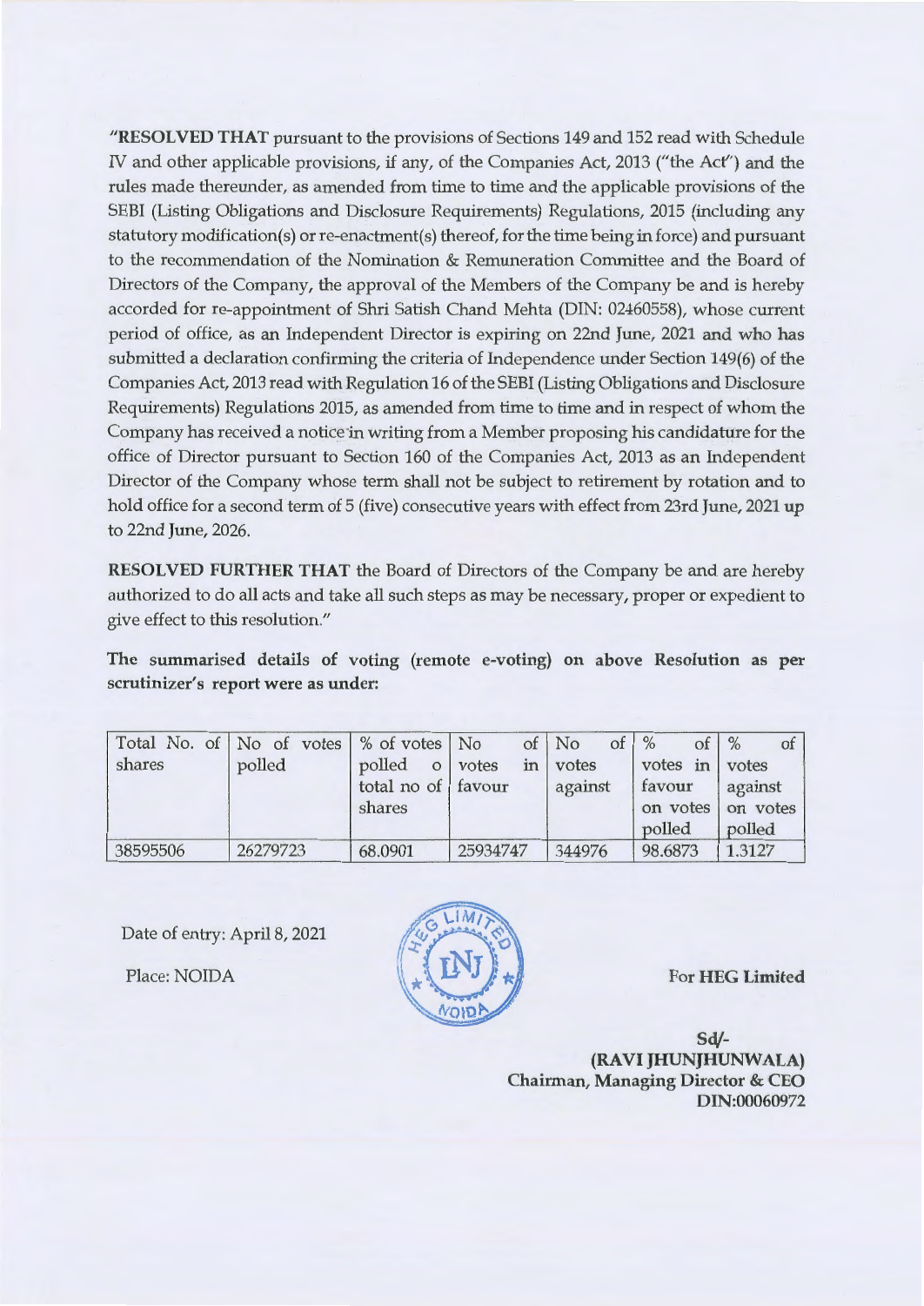"**RESOLVED THAT** pursuant to the provisions of Sections 149 and 152 read with Schedule IV and other applicable provisions, if any, of the Companies Act, 2013 ("the Act") and the rules made thereunder, as amended from time to time and the applicable provisions of the SEBI (Listing Obligations and Disclosure Requirements) Regulations, 2015 (including any statutory modification(s) or re-enactment(s) thereof, for the time being in force) and pursuant to the recommendation of the Nomination & Remuneration Committee and the Board of Directors of the Company, the approval of the Members of the Company be and is hereby accorded for re-appointment of Shri Satish Chand Mehta (DIN: 02460558), whose current period of office, as an Independent Director is expiring on 22nd June, 2021 and who has submitted a declaration confirming the criteria of Independence under Section 149(6) of the Companies Act, 2013 read with Regulation 16 of the SEBI (Listing Obligations and Disclosure Requirements) Regulations 2015, as amended from time to time and in respect of whom the Company has received a notice in writing from a Member proposing his candidature for the office of Director pursuant to Section 160 of the Companies Act, 2013 as an Independent Director of the Company whose term shall not be subject to retirement by rotation and to hold office for a second term of 5 (five) consecutive years with effect from 23rd June, 2021 up to 22nd June, 2026.

**RESOLVED FURTHER THAT** the Board of Directors of the Company be and are hereby authorized to do all acts and take all such steps as may be necessary, proper or expedient to give effect to this resolution."

**The summarised details of voting (remote e-voting) on above Resolution as per scrutinizer's report were as under:**

| Total No. of shares | No of votes polled | % of votes polled o total no of shares | No of votes in favour | No of votes against | % of votes in favour on votes polled | % of votes against on votes polled |
|---|---|---|---|---|---|---|
| 38595506 | 26279723 | 68.0901 | 25934747 | 344976 | 98.6873 | 1.3127 |

Date of entry: April 8, 2021

Place: NOIDA

**For HEG Limited**

**Sd/-**
**(RAVI JHUNJHUNWALA)**
**Chairman, Managing Director & CEO**
**DIN:00060972**